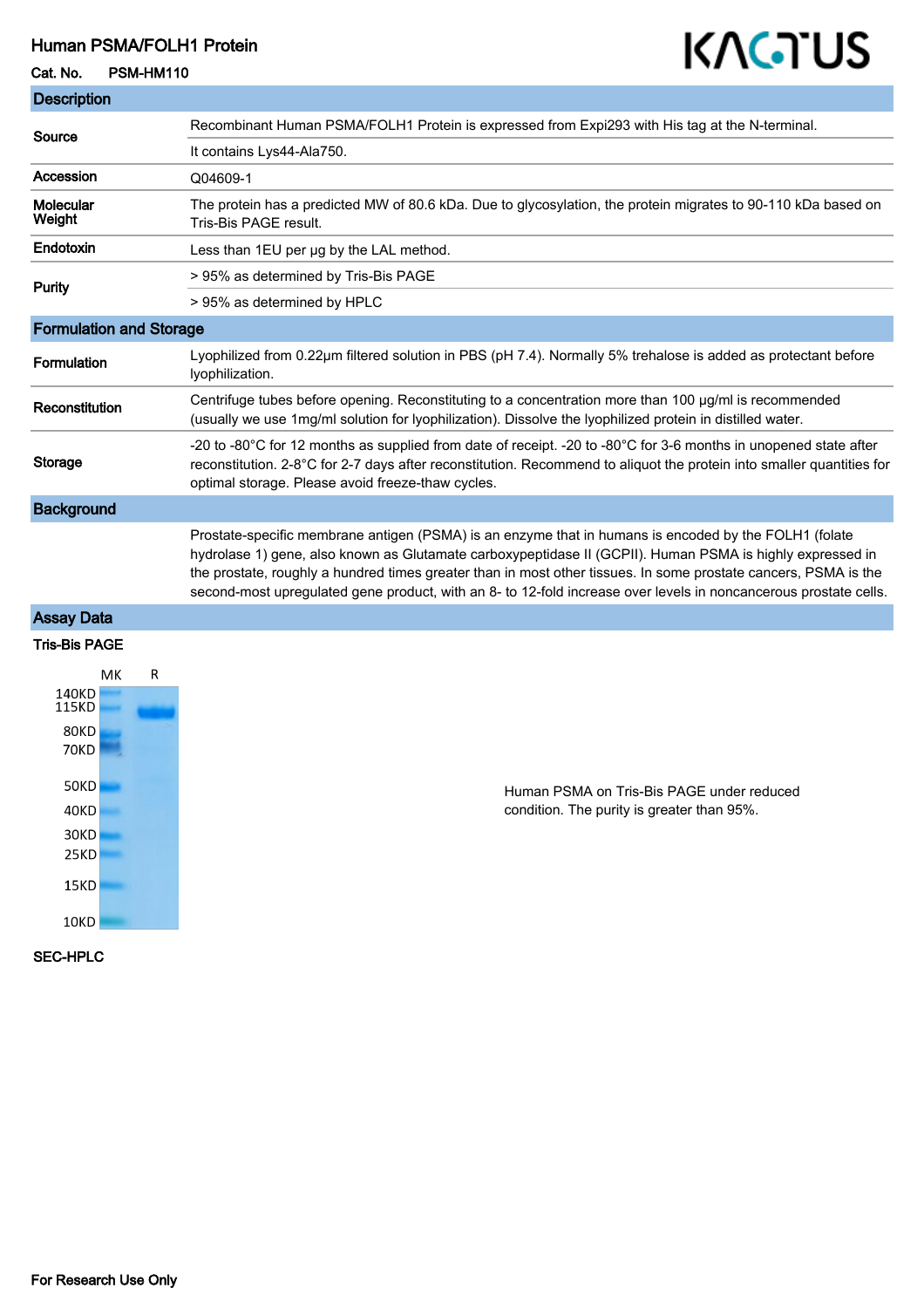# Human PSMA/FOLH1 Protein

**Cat. No.** PSM-HM110

KACTUS

## Description

| | |
|---|---|
| **Source** | Recombinant Human PSMA/FOLH1 Protein is expressed from Expi293 with His tag at the N-terminal. |
| | It contains Lys44-Ala750. |
| **Accession** | Q04609-1 |
| **Molecular Weight** | The protein has a predicted MW of 80.6 kDa. Due to glycosylation, the protein migrates to 90-110 kDa based on Tris-Bis PAGE result. |
| **Endotoxin** | Less than 1EU per μg by the LAL method. |
| **Purity** | > 95% as determined by Tris-Bis PAGE |
| | > 95% as determined by HPLC |

## Formulation and Storage

| | |
|---|---|
| **Formulation** | Lyophilized from 0.22μm filtered solution in PBS (pH 7.4). Normally 5% trehalose is added as protectant before lyophilization. |
| **Reconstitution** | Centrifuge tubes before opening. Reconstituting to a concentration more than 100 μg/ml is recommended (usually we use 1mg/ml solution for lyophilization). Dissolve the lyophilized protein in distilled water. |
| **Storage** | -20 to -80°C for 12 months as supplied from date of receipt. -20 to -80°C for 3-6 months in unopened state after reconstitution. 2-8°C for 2-7 days after reconstitution. Recommend to aliquot the protein into smaller quantities for optimal storage. Please avoid freeze-thaw cycles. |

## Background

Prostate-specific membrane antigen (PSMA) is an enzyme that in humans is encoded by the FOLH1 (folate hydrolase 1) gene, also known as Glutamate carboxypeptidase II (GCPII). Human PSMA is highly expressed in the prostate, roughly a hundred times greater than in most other tissues. In some prostate cancers, PSMA is the second-most upregulated gene product, with an 8- to 12-fold increase over levels in noncancerous prostate cells.

## Assay Data

### Tris-Bis PAGE

MK R

140KD 115KD 80KD 70KD 50KD 40KD 30KD 25KD 15KD 10KD

Human PSMA on Tris-Bis PAGE under reduced condition. The purity is greater than 95%.

### SEC-HPLC

For Research Use Only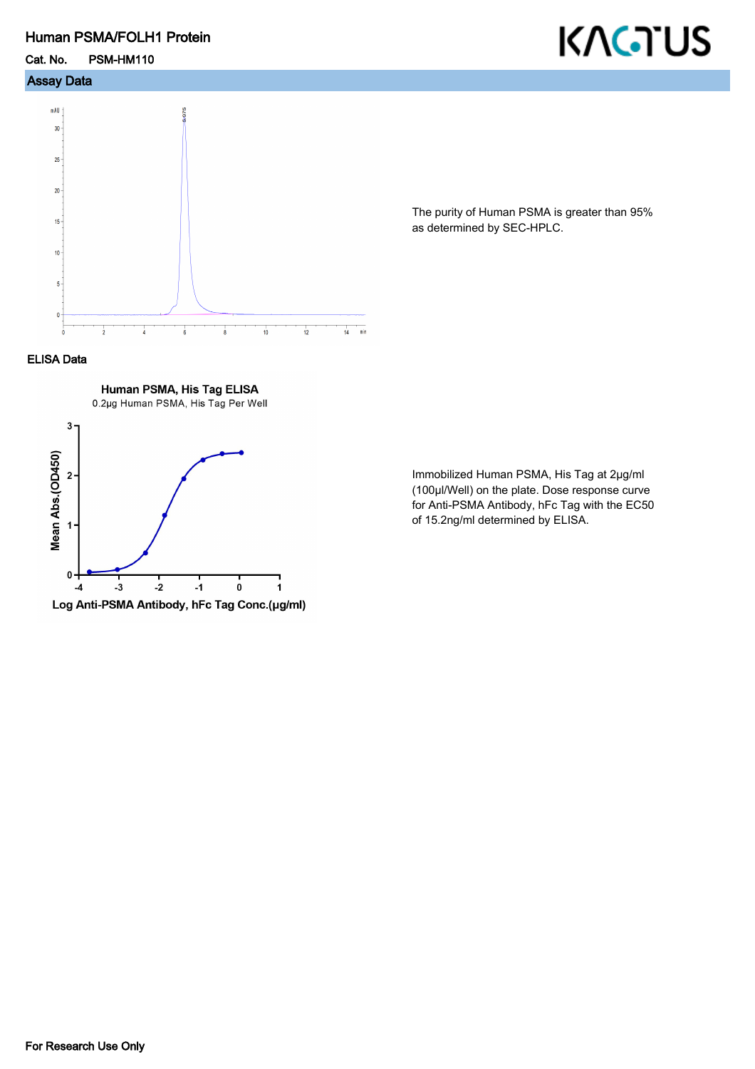# Human PSMA/FOLH1 Protein

Cat. No. PSM-HM110

## Assay Data

mAU
30
25
20
15
10
5
0
0 2 4 6 8 10 12 14 min
5.975

The purity of Human PSMA is greater than 95% as determined by SEC-HPLC.

## ELISA Data

**Human PSMA, His Tag ELISA**

0.2µg Human PSMA, His Tag Per Well

Mean Abs.(OD450)
3
2
1
0
-4 -3 -2 -1 0 1
Log Anti-PSMA Antibody, hFc Tag Conc.(µg/ml)

Immobilized Human PSMA, His Tag at 2µg/ml (100µl/Well) on the plate. Dose response curve for Anti-PSMA Antibody, hFc Tag with the EC50 of 15.2ng/ml determined by ELISA.

For Research Use Only